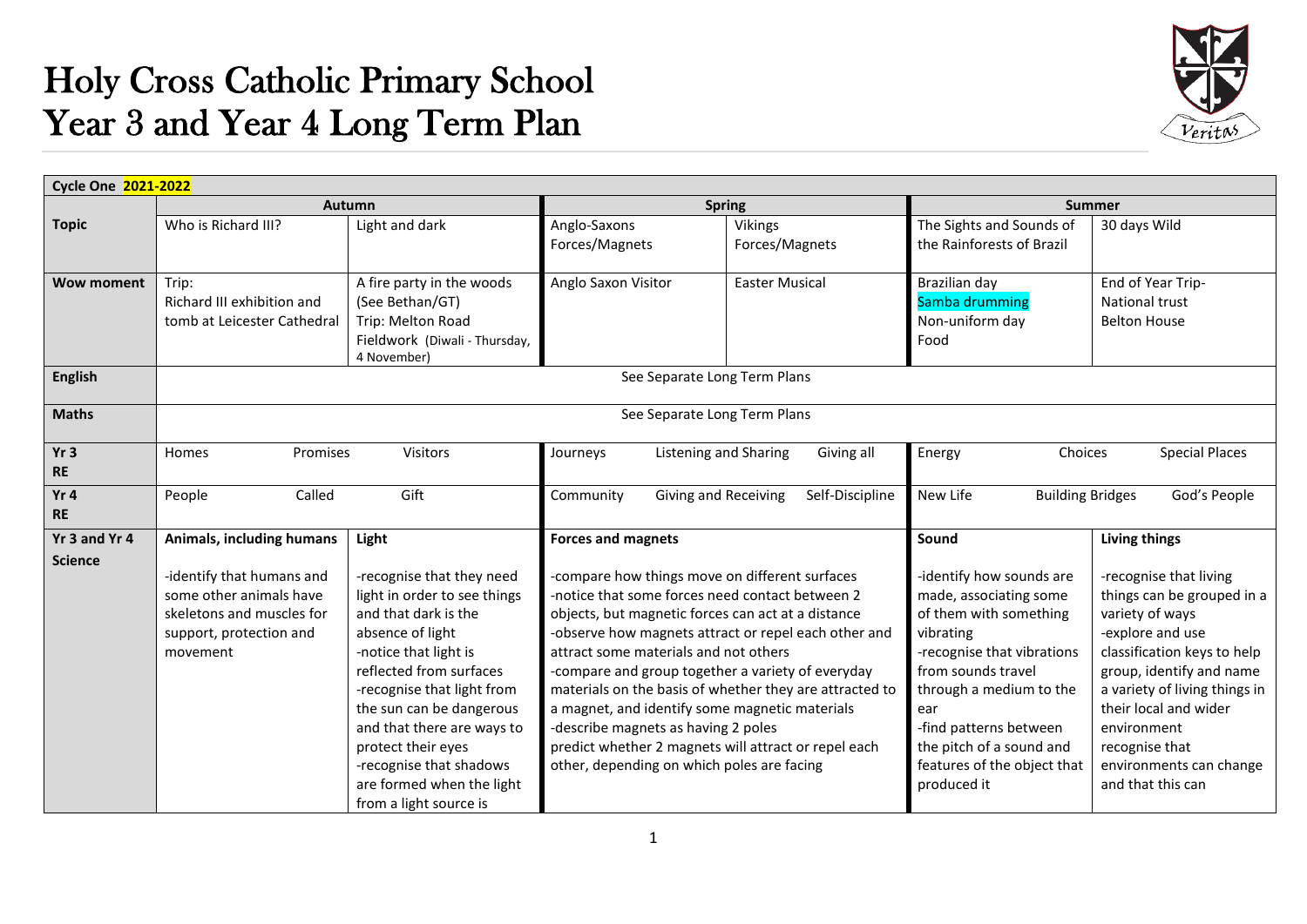# Holy Cross Catholic Primary School
# Year 3 and Year 4 Long Term Plan

| Cycle One 2021-2022 | | | | | | |
|---|---|---|---|---|---|---|
| | Autumn | | Spring | | Summer | |
| **Topic** | Who is Richard III? | Light and dark | Anglo-Saxons<br>Forces/Magnets | Vikings<br>Forces/Magnets | The Sights and Sounds of the Rainforests of Brazil | 30 days Wild |
| **Wow moment** | Trip:<br>Richard III exhibition and tomb at Leicester Cathedral | A fire party in the woods (See Bethan/GT)<br>Trip: Melton Road Fieldwork (Diwali - Thursday, 4 November) | Anglo Saxon Visitor | Easter Musical | Brazilian day<br>Samba drumming<br>Non-uniform day<br>Food | End of Year Trip-<br>National trust<br>Belton House |
| **English** | See Separate Long Term Plans | | | | | |
| **Maths** | See Separate Long Term Plans | | | | | |
| **Yr 3 RE** | Homes Promises | Visitors | Journeys Listening and Sharing | Giving all | Energy Choices | Special Places |
| **Yr 4 RE** | People Called | Gift | Community Giving and Receiving | Self-Discipline | New Life Building Bridges | God's People |
| **Yr 3 and Yr 4 Science** | **Animals, including humans**<br><br>-identify that humans and some other animals have skeletons and muscles for support, protection and movement | **Light**<br><br>-recognise that they need light in order to see things and that dark is the absence of light<br>-notice that light is reflected from surfaces<br>-recognise that light from the sun can be dangerous and that there are ways to protect their eyes<br>-recognise that shadows are formed when the light from a light source is | **Forces and magnets**<br><br>-compare how things move on different surfaces<br>-notice that some forces need contact between 2 objects, but magnetic forces can act at a distance<br>-observe how magnets attract or repel each other and attract some materials and not others<br>-compare and group together a variety of everyday materials on the basis of whether they are attracted to a magnet, and identify some magnetic materials<br>-describe magnets as having 2 poles<br>predict whether 2 magnets will attract or repel each other, depending on which poles are facing | | **Sound**<br><br>-identify how sounds are made, associating some of them with something vibrating<br>-recognise that vibrations from sounds travel through a medium to the ear<br>-find patterns between the pitch of a sound and features of the object that produced it | **Living things**<br><br>-recognise that living things can be grouped in a variety of ways<br>-explore and use classification keys to help group, identify and name a variety of living things in their local and wider environment<br>recognise that environments can change and that this can |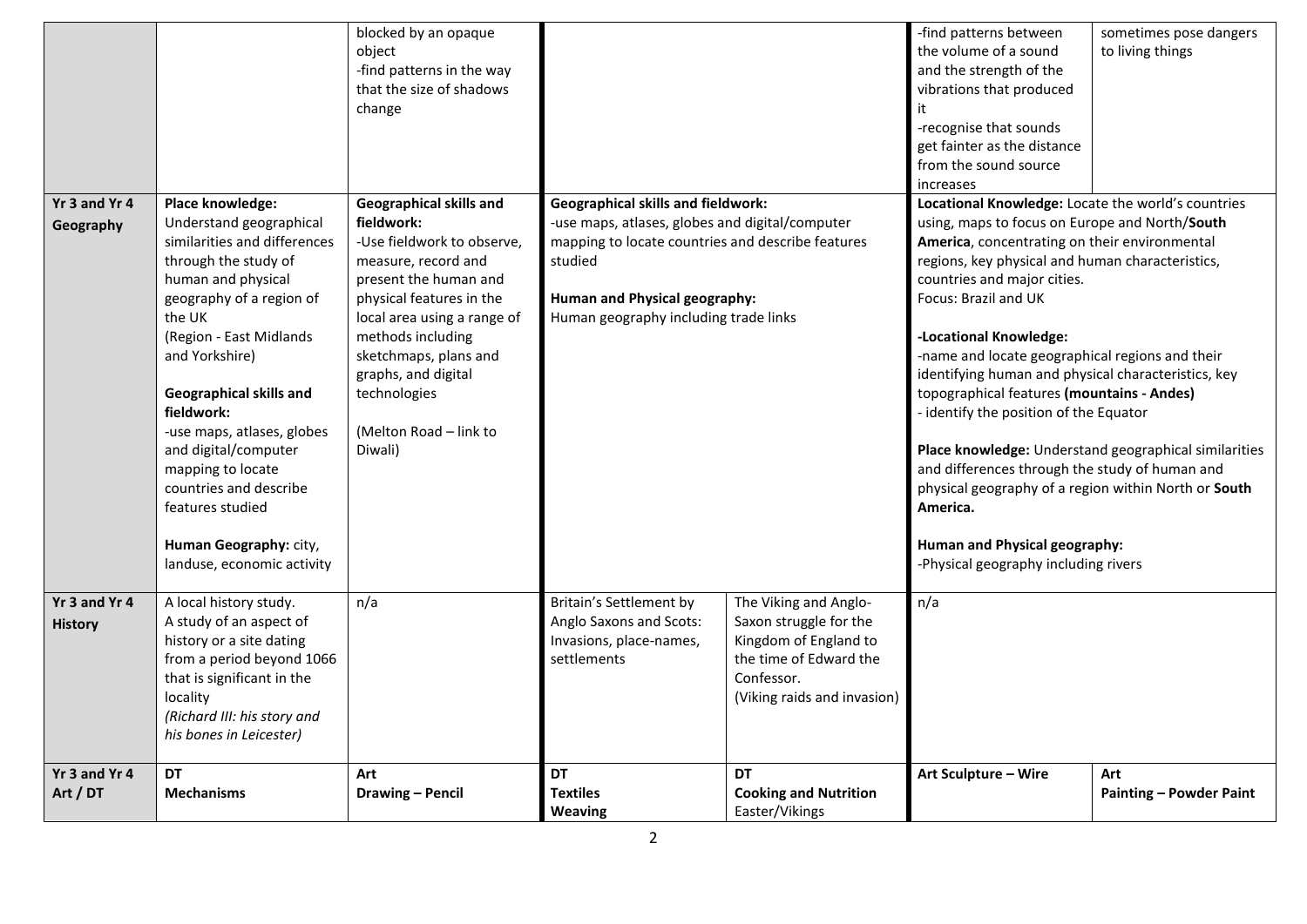| | | | | | | |
|---|---|---|---|---|---|---|
| | | blocked by an opaque object<br>-find patterns in the way that the size of shadows change | | | -find patterns between the volume of a sound and the strength of the vibrations that produced it<br>-recognise that sounds get fainter as the distance from the sound source increases | sometimes pose dangers to living things |
| **Yr 3 and Yr 4 Geography** | **Place knowledge:** Understand geographical similarities and differences through the study of human and physical geography of a region of the UK<br>(Region - East Midlands and Yorkshire)<br><br>**Geographical skills and fieldwork:**<br>-use maps, atlases, globes and digital/computer mapping to locate countries and describe features studied<br><br>**Human Geography:** city, landuse, economic activity | **Geographical skills and fieldwork:**<br>-Use fieldwork to observe, measure, record and present the human and physical features in the local area using a range of methods including sketchmaps, plans and graphs, and digital technologies<br><br>(Melton Road – link to Diwali) | **Geographical skills and fieldwork:**<br>-use maps, atlases, globes and digital/computer mapping to locate countries and describe features studied<br><br>**Human and Physical geography:**<br>Human geography including trade links | | **Locational Knowledge:** Locate the world's countries using, maps to focus on Europe and North/**South America**, concentrating on their environmental regions, key physical and human characteristics, countries and major cities.<br>Focus: Brazil and UK<br><br>**-Locational Knowledge:**<br>-name and locate geographical regions and their identifying human and physical characteristics, key topographical features **(mountains - Andes)**<br>- identify the position of the Equator<br><br>**Place knowledge:** Understand geographical similarities and differences through the study of human and physical geography of a region within North or **South America.**<br><br>**Human and Physical geography:**<br>-Physical geography including rivers | |
| **Yr 3 and Yr 4 History** | A local history study.<br>A study of an aspect of history or a site dating from a period beyond 1066 that is significant in the locality<br>*(Richard III: his story and his bones in Leicester)* | n/a | Britain's Settlement by Anglo Saxons and Scots: Invasions, place-names, settlements | The Viking and Anglo-Saxon struggle for the Kingdom of England to the time of Edward the Confessor.<br>(Viking raids and invasion) | n/a | |
| **Yr 3 and Yr 4 Art / DT** | **DT**<br>**Mechanisms** | **Art**<br>**Drawing – Pencil** | **DT**<br>**Textiles**<br>**Weaving** | **DT**<br>**Cooking and Nutrition**<br>Easter/Vikings | **Art Sculpture – Wire** | **Art**<br>**Painting – Powder Paint** |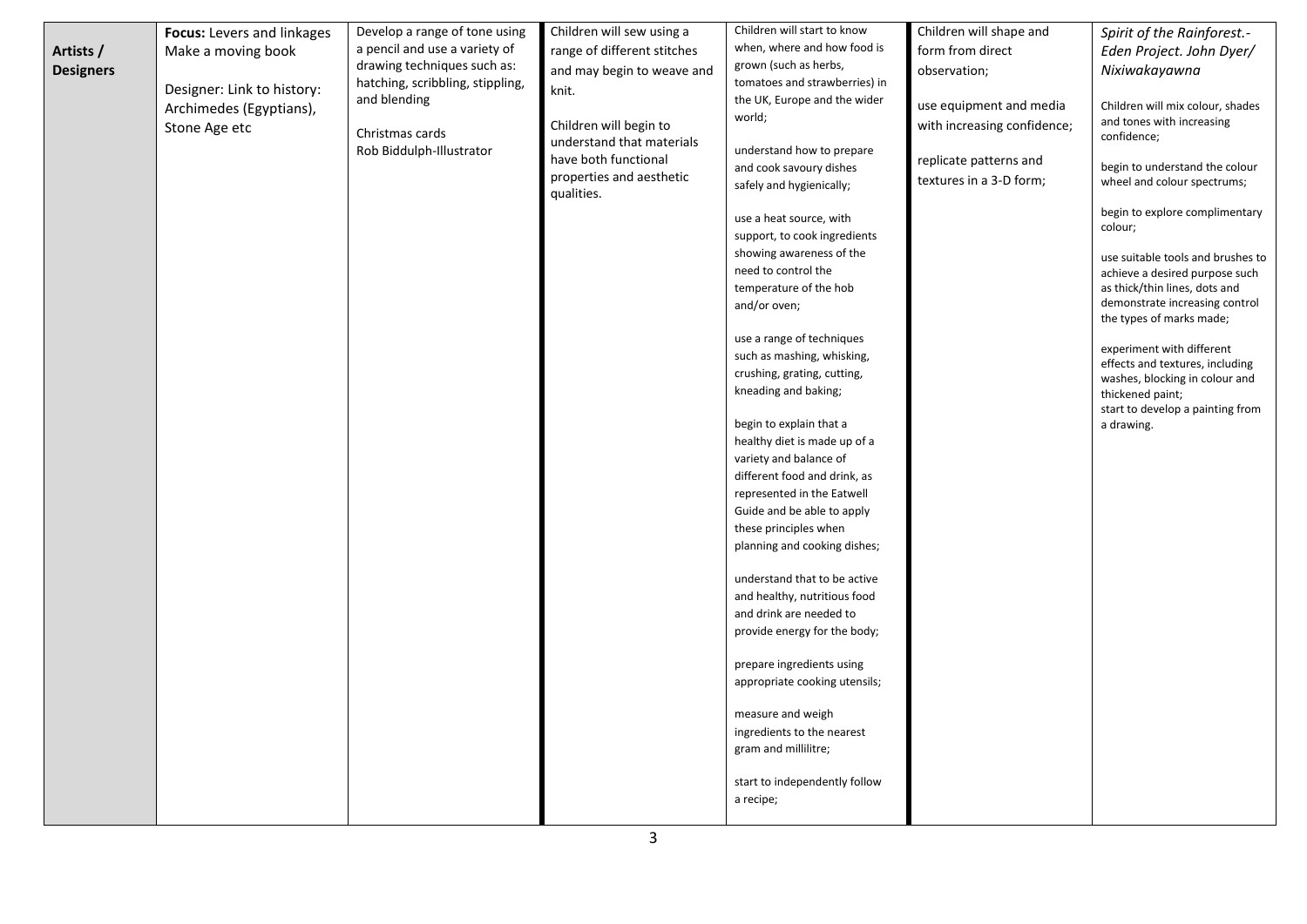| Artists / Designers | **Focus:** Levers and linkages<br>Make a moving book<br><br>Designer: Link to history: Archimedes (Egyptians), Stone Age etc | Develop a range of tone using a pencil and use a variety of drawing techniques such as: hatching, scribbling, stippling, and blending<br><br>Christmas cards<br>Rob Biddulph-Illustrator | Children will sew using a range of different stitches and may begin to weave and knit.<br><br>Children will begin to understand that materials have both functional properties and aesthetic qualities. | Children will start to know when, where and how food is grown (such as herbs, tomatoes and strawberries) in the UK, Europe and the wider world;<br><br>understand how to prepare and cook savoury dishes safely and hygienically;<br><br>use a heat source, with support, to cook ingredients showing awareness of the need to control the temperature of the hob and/or oven;<br><br>use a range of techniques such as mashing, whisking, crushing, grating, cutting, kneading and baking;<br><br>begin to explain that a healthy diet is made up of a variety and balance of different food and drink, as represented in the Eatwell Guide and be able to apply these principles when planning and cooking dishes;<br><br>understand that to be active and healthy, nutritious food and drink are needed to provide energy for the body;<br><br>prepare ingredients using appropriate cooking utensils;<br><br>measure and weigh ingredients to the nearest gram and millilitre;<br><br>start to independently follow a recipe; | Children will shape and form from direct observation;<br><br>use equipment and media with increasing confidence;<br><br>replicate patterns and textures in a 3-D form; | *Spirit of the Rainforest.- Eden Project. John Dyer/ Nixiwakayawna*<br><br>Children will mix colour, shades and tones with increasing confidence;<br><br>begin to understand the colour wheel and colour spectrums;<br><br>begin to explore complimentary colour;<br><br>use suitable tools and brushes to achieve a desired purpose such as thick/thin lines, dots and demonstrate increasing control the types of marks made;<br><br>experiment with different effects and textures, including washes, blocking in colour and thickened paint;<br>start to develop a painting from a drawing. |
|---|---|---|---|---|---|---|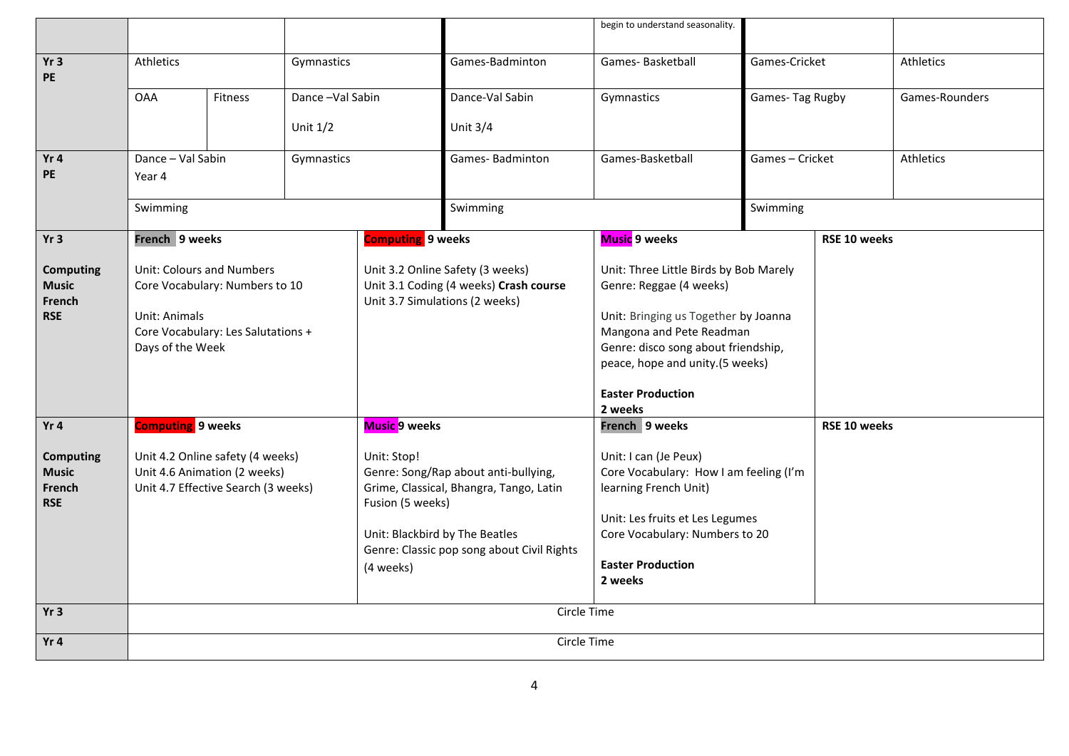| | | | | | | | | | |
|---|---|---|---|---|---|---|---|---|---|
| | | | | | | begin to understand seasonality. | | | |
| **Yr 3 PE** | Athletics | | Gymnastics | | Games-Badminton | Games- Basketball | Games-Cricket | | Athletics |
| | OAA | Fitness | Dance –Val Sabin<br>Unit 1/2 | | Dance-Val Sabin<br>Unit 3/4 | Gymnastics | Games- Tag Rugby | | Games-Rounders |
| **Yr 4 PE** | Dance – Val Sabin<br>Year 4 | | Gymnastics | | Games- Badminton | Games-Basketball | Games – Cricket | | Athletics |
| | Swimming | | | | Swimming | | Swimming | | |

| | | | | |
|---|---|---|---|---|
| **Yr 3**<br><br>**Computing**<br>**Music**<br>**French**<br>**RSE** | **French 9 weeks**<br><br>Unit: Colours and Numbers<br>Core Vocabulary: Numbers to 10<br><br>Unit: Animals<br>Core Vocabulary: Les Salutations + Days of the Week | **Computing 9 weeks**<br><br>Unit 3.2 Online Safety (3 weeks)<br>Unit 3.1 Coding (4 weeks) **Crash course**<br>Unit 3.7 Simulations (2 weeks) | **Music 9 weeks**<br><br>Unit: Three Little Birds by Bob Marely<br>Genre: Reggae (4 weeks)<br><br>Unit: Bringing us Together by Joanna Mangona and Pete Readman<br>Genre: disco song about friendship, peace, hope and unity.(5 weeks)<br><br>**Easter Production**<br>**2 weeks** | **RSE 10 weeks** |
| **Yr 4**<br><br>**Computing**<br>**Music**<br>**French**<br>**RSE** | **Computing 9 weeks**<br><br>Unit 4.2 Online safety (4 weeks)<br>Unit 4.6 Animation (2 weeks)<br>Unit 4.7 Effective Search (3 weeks) | **Music 9 weeks**<br><br>Unit: Stop!<br>Genre: Song/Rap about anti-bullying, Grime, Classical, Bhangra, Tango, Latin Fusion (5 weeks)<br><br>Unit: Blackbird by The Beatles<br>Genre: Classic pop song about Civil Rights (4 weeks) | **French 9 weeks**<br><br>Unit: I can (Je Peux)<br>Core Vocabulary: How I am feeling (I'm learning French Unit)<br><br>Unit: Les fruits et Les Legumes<br>Core Vocabulary: Numbers to 20<br><br>**Easter Production**<br>**2 weeks** | **RSE 10 weeks** |
| **Yr 3** | Circle Time | | | |
| **Yr 4** | Circle Time | | | |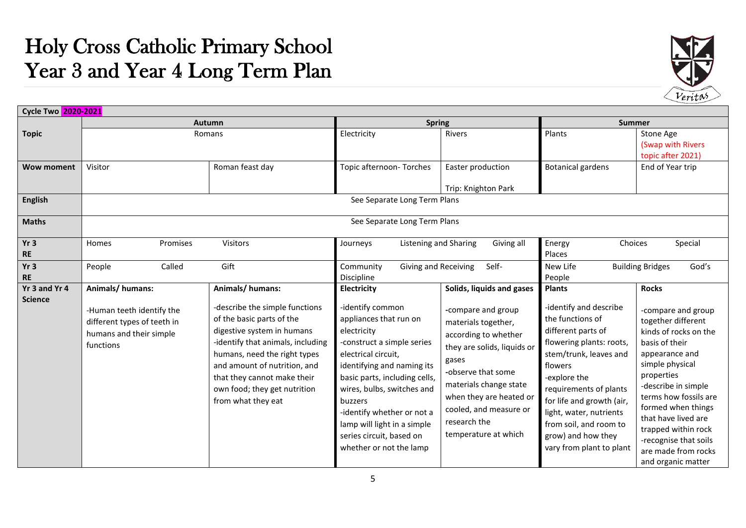# Holy Cross Catholic Primary School
# Year 3 and Year 4 Long Term Plan

| Cycle Two 2020-2021 | | | | | | |
|---|---|---|---|---|---|---|
| | Autumn | | Spring | | Summer | |
| **Topic** | Romans | | Electricity | Rivers | Plants | Stone Age (Swap with Rivers topic after 2021) |
| **Wow moment** | Visitor | Roman feast day | Topic afternoon- Torches | Easter production<br><br>Trip: Knighton Park | Botanical gardens | End of Year trip |
| **English** | See Separate Long Term Plans | | | | | |
| **Maths** | See Separate Long Term Plans | | | | | |
| **Yr 3 RE** | Homes Promises Visitors | | Journeys Listening and Sharing Giving all | | Energy Choices Special Places | |
| **Yr 3 RE** | People Called Gift | | Community Giving and Receiving Self-Discipline | | New Life Building Bridges God's People | |
| **Yr 3 and Yr 4 Science** | **Animals/ humans:**<br><br>-Human teeth identify the different types of teeth in humans and their simple functions | **Animals/ humans:**<br><br>-describe the simple functions of the basic parts of the digestive system in humans<br>-identify that animals, including humans, need the right types and amount of nutrition, and that they cannot make their own food; they get nutrition from what they eat | **Electricity**<br><br>-identify common appliances that run on electricity<br>-construct a simple series electrical circuit, identifying and naming its basic parts, including cells, wires, bulbs, switches and buzzers<br>-identify whether or not a lamp will light in a simple series circuit, based on whether or not the lamp | **Solids, liquids and gases**<br><br>-compare and group materials together, according to whether they are solids, liquids or gases<br>-observe that some materials change state when they are heated or cooled, and measure or research the temperature at which | **Plants**<br><br>-identify and describe the functions of different parts of flowering plants: roots, stem/trunk, leaves and flowers<br>-explore the requirements of plants for life and growth (air, light, water, nutrients from soil, and room to grow) and how they vary from plant to plant | **Rocks**<br><br>-compare and group together different kinds of rocks on the basis of their appearance and simple physical properties<br>-describe in simple terms how fossils are formed when things that have lived are trapped within rock<br>-recognise that soils are made from rocks and organic matter |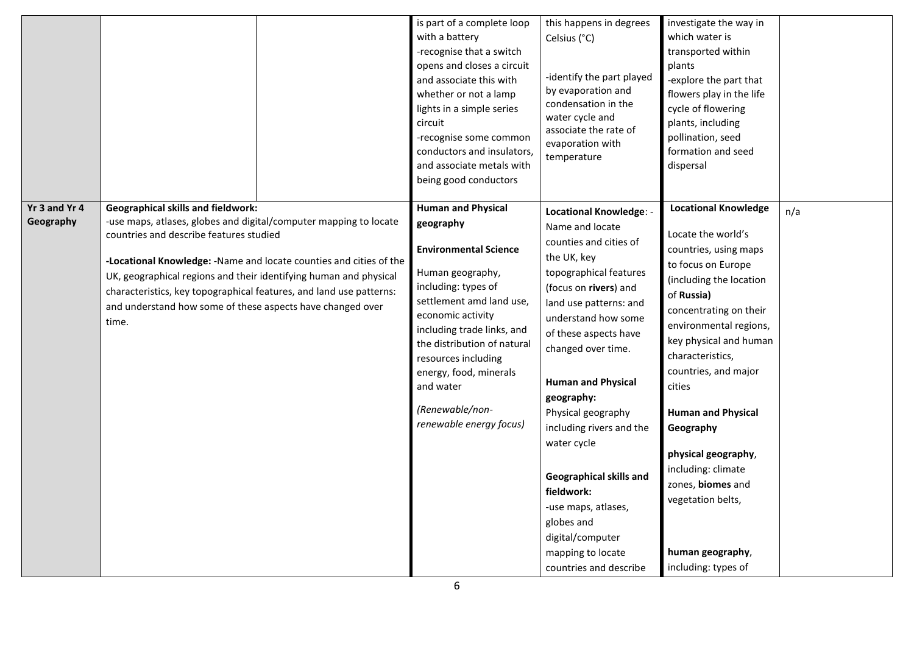| | | | | | | |
|---|---|---|---|---|---|---|
| | | | is part of a complete loop with a battery<br>-recognise that a switch opens and closes a circuit and associate this with whether or not a lamp lights in a simple series circuit<br>-recognise some common conductors and insulators, and associate metals with being good conductors | this happens in degrees Celsius (°C)<br><br>-identify the part played by evaporation and condensation in the water cycle and associate the rate of evaporation with temperature | investigate the way in which water is transported within plants<br>-explore the part that flowers play in the life cycle of flowering plants, including pollination, seed formation and seed dispersal | |
| **Yr 3 and Yr 4 Geography** | **Geographical skills and fieldwork:**<br>-use maps, atlases, globes and digital/computer mapping to locate countries and describe features studied<br><br>**-Locational Knowledge:** -Name and locate counties and cities of the UK, geographical regions and their identifying human and physical characteristics, key topographical features, and land use patterns: and understand how some of these aspects have changed over time. | | **Human and Physical geography**<br><br>**Environmental Science**<br><br>Human geography, including: types of settlement amd land use, economic activity including trade links, and the distribution of natural resources including energy, food, minerals and water<br><br>*(Renewable/non-renewable energy focus)* | **Locational Knowledge**: -Name and locate counties and cities of the UK, key topographical features (focus on **rivers**) and land use patterns: and understand how some of these aspects have changed over time.<br><br>**Human and Physical geography:**<br>Physical geography including rivers and the water cycle<br><br>**Geographical skills and fieldwork:**<br>-use maps, atlases, globes and digital/computer mapping to locate countries and describe | **Locational Knowledge**<br><br>Locate the world's countries, using maps to focus on Europe (including the location of **Russia**) concentrating on their environmental regions, key physical and human characteristics, countries, and major cities<br><br>**Human and Physical Geography**<br><br>**physical geography**, including: climate zones, **biomes** and vegetation belts,<br><br>**human geography**, including: types of | n/a |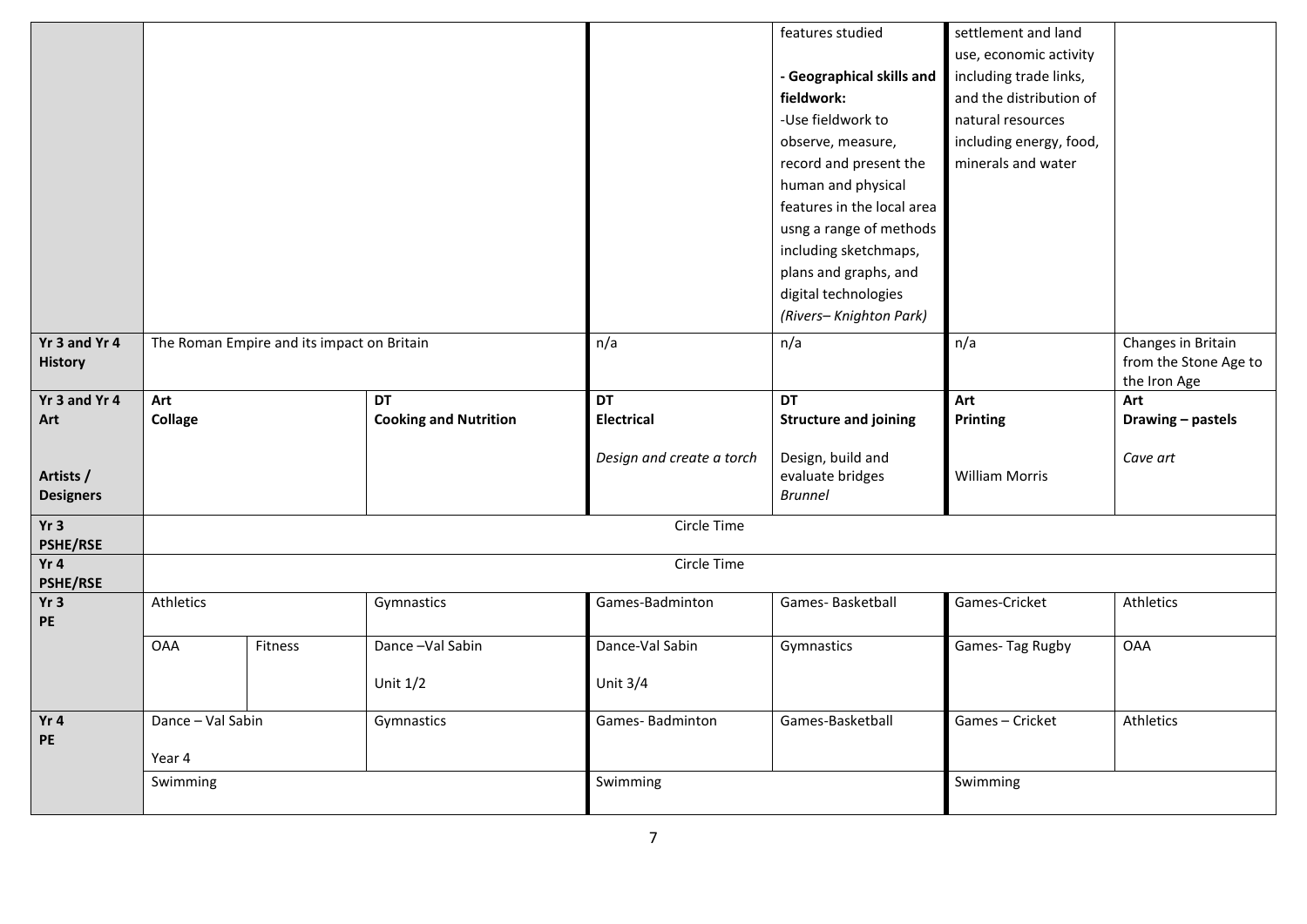| | | | | | | | |
|---|---|---|---|---|---|---|---|
| | | | | | features studied<br><br>**- Geographical skills and fieldwork:**<br>-Use fieldwork to observe, measure, record and present the human and physical features in the local area usng a range of methods including sketchmaps, plans and graphs, and digital technologies<br>*(Rivers– Knighton Park)* | settlement and land use, economic activity including trade links, and the distribution of natural resources including energy, food, minerals and water | |
| **Yr 3 and Yr 4 History** | The Roman Empire and its impact on Britain | | | n/a | n/a | n/a | Changes in Britain from the Stone Age to the Iron Age |
| **Yr 3 and Yr 4 Art**<br><br>**Artists / Designers** | **Art**<br>**Collage** | | **DT**<br>**Cooking and Nutrition** | **DT**<br>**Electrical**<br><br>*Design and create a torch* | **DT**<br>**Structure and joining**<br><br>Design, build and evaluate bridges<br>*Brunnel* | **Art**<br>**Printing**<br><br>William Morris | **Art**<br>**Drawing – pastels**<br><br>*Cave art* |
| **Yr 3 PSHE/RSE** | Circle Time | | | | | | |
| **Yr 4 PSHE/RSE** | Circle Time | | | | | | |
| **Yr 3 PE** | Athletics | | Gymnastics | Games-Badminton | Games- Basketball | Games-Cricket | Athletics |
| | OAA | Fitness | Dance –Val Sabin<br><br>Unit 1/2 | Dance-Val Sabin<br><br>Unit 3/4 | Gymnastics | Games- Tag Rugby | OAA |
| **Yr 4 PE** | Dance – Val Sabin<br><br>Year 4 | | Gymnastics | Games- Badminton | Games-Basketball | Games – Cricket | Athletics |
| | Swimming | | | Swimming | | Swimming | |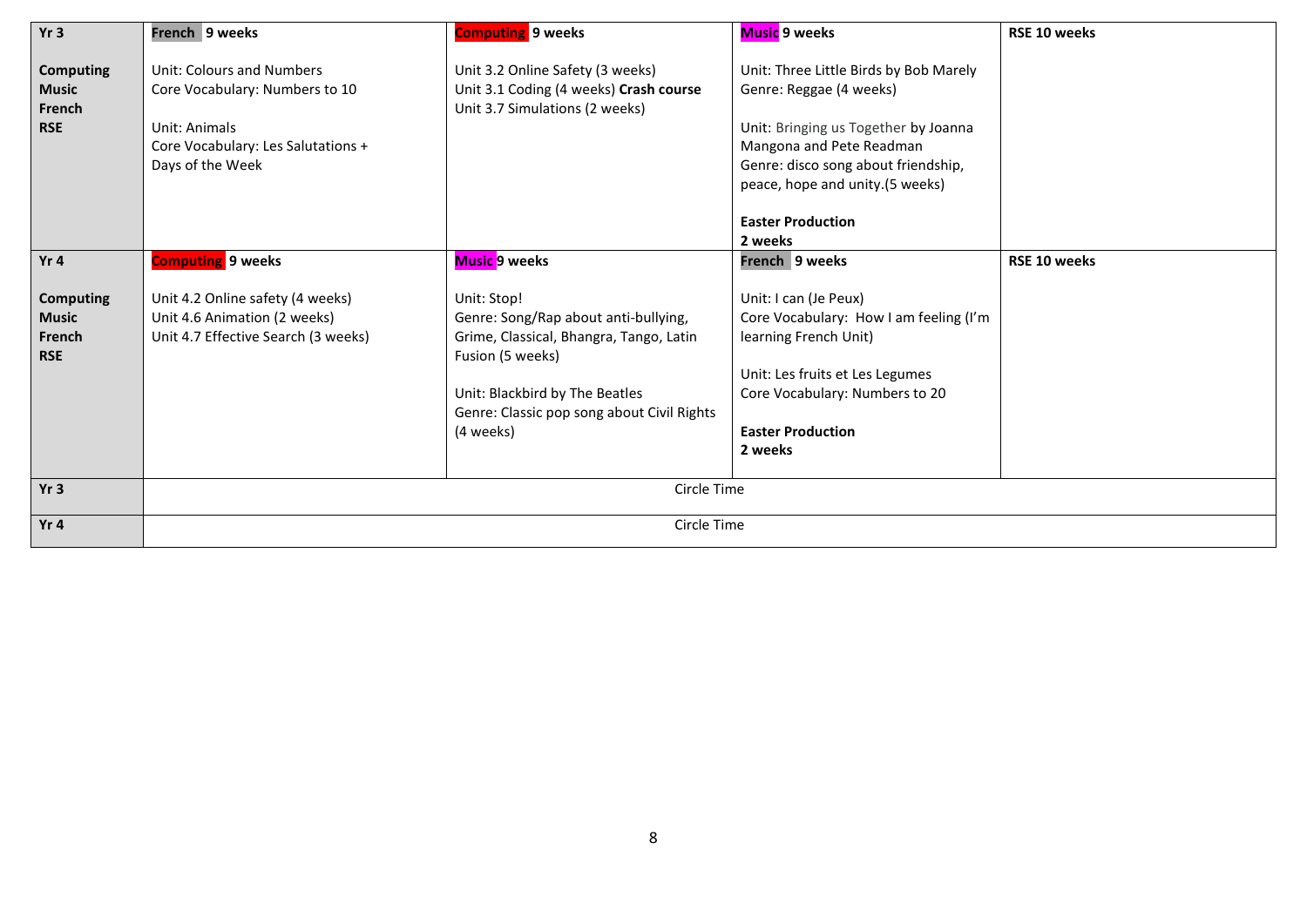| | | | | |
|---|---|---|---|---|
| **Yr 3**<br><br>**Computing**<br>**Music**<br>**French**<br>**RSE** | **French 9 weeks**<br><br>Unit: Colours and Numbers<br>Core Vocabulary: Numbers to 10<br><br>Unit: Animals<br>Core Vocabulary: Les Salutations + Days of the Week | **Computing 9 weeks**<br><br>Unit 3.2 Online Safety (3 weeks)<br>Unit 3.1 Coding (4 weeks) **Crash course**<br>Unit 3.7 Simulations (2 weeks) | **Music 9 weeks**<br><br>Unit: Three Little Birds by Bob Marely<br>Genre: Reggae (4 weeks)<br><br>Unit: Bringing us Together by Joanna Mangona and Pete Readman<br>Genre: disco song about friendship, peace, hope and unity.(5 weeks)<br><br>**Easter Production**<br>**2 weeks** | **RSE 10 weeks** |
| **Yr 4**<br><br>**Computing**<br>**Music**<br>**French**<br>**RSE** | **Computing 9 weeks**<br><br>Unit 4.2 Online safety (4 weeks)<br>Unit 4.6 Animation (2 weeks)<br>Unit 4.7 Effective Search (3 weeks) | **Music 9 weeks**<br><br>Unit: Stop!<br>Genre: Song/Rap about anti-bullying, Grime, Classical, Bhangra, Tango, Latin Fusion (5 weeks)<br><br>Unit: Blackbird by The Beatles<br>Genre: Classic pop song about Civil Rights (4 weeks) | **French 9 weeks**<br><br>Unit: I can (Je Peux)<br>Core Vocabulary: How I am feeling (I'm learning French Unit)<br><br>Unit: Les fruits et Les Legumes<br>Core Vocabulary: Numbers to 20<br><br>**Easter Production**<br>**2 weeks** | **RSE 10 weeks** |
| **Yr 3** | Circle Time | | | |
| **Yr 4** | Circle Time | | | |